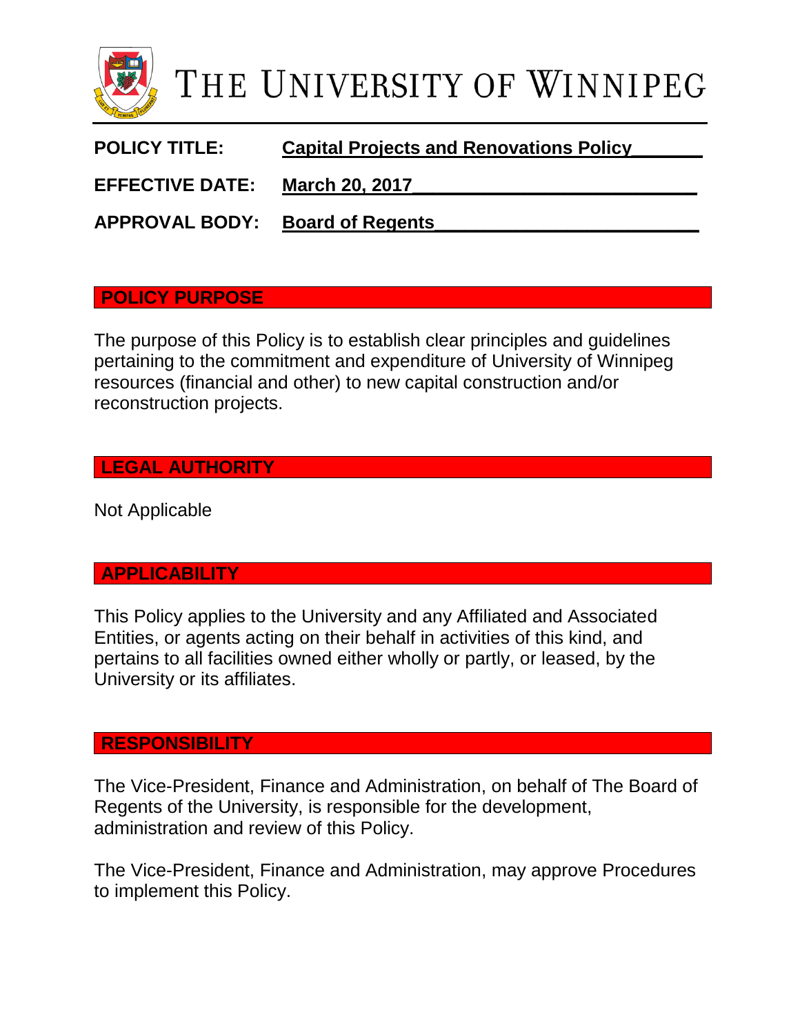# THE UNIVERSITY OF WINNIPEG

**POLICY TITLE:** **Capital Projects and Renovations Policy**

**EFFECTIVE DATE:** **March 20, 2017**

**APPROVAL BODY:** **Board of Regents**

## POLICY PURPOSE

The purpose of this Policy is to establish clear principles and guidelines pertaining to the commitment and expenditure of University of Winnipeg resources (financial and other) to new capital construction and/or reconstruction projects.

## LEGAL AUTHORITY

Not Applicable

## APPLICABILITY

This Policy applies to the University and any Affiliated and Associated Entities, or agents acting on their behalf in activities of this kind, and pertains to all facilities owned either wholly or partly, or leased, by the University or its affiliates.

## RESPONSIBILITY

The Vice-President, Finance and Administration, on behalf of The Board of Regents of the University, is responsible for the development, administration and review of this Policy.

The Vice-President, Finance and Administration, may approve Procedures to implement this Policy.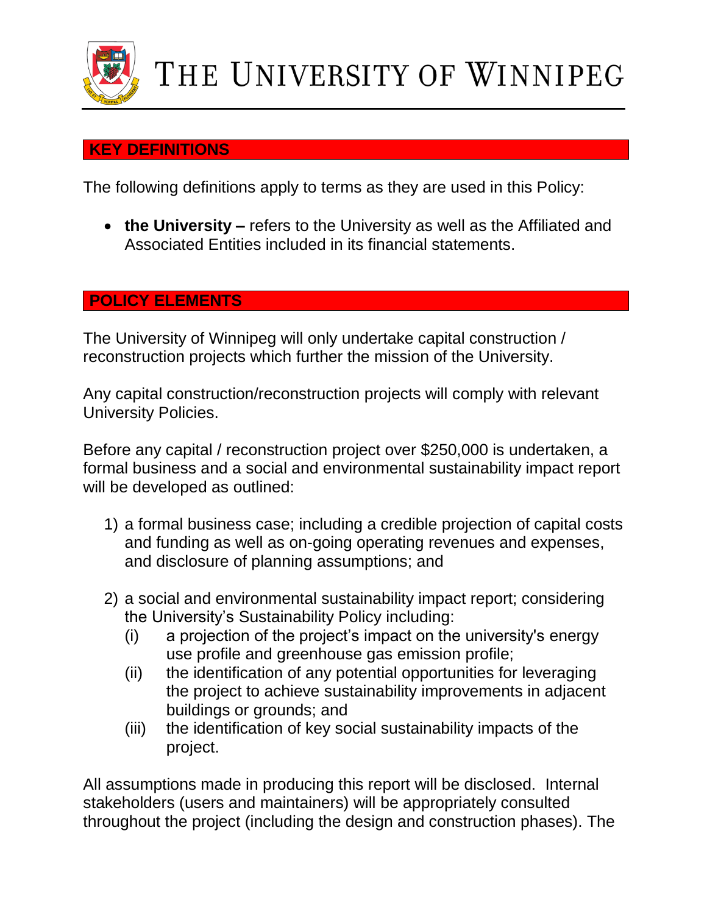## KEY DEFINITIONS

The following definitions apply to terms as they are used in this Policy:

- **the University –** refers to the University as well as the Affiliated and Associated Entities included in its financial statements.

## POLICY ELEMENTS

The University of Winnipeg will only undertake capital construction / reconstruction projects which further the mission of the University.

Any capital construction/reconstruction projects will comply with relevant University Policies.

Before any capital / reconstruction project over $250,000 is undertaken, a formal business and a social and environmental sustainability impact report will be developed as outlined:

1) a formal business case; including a credible projection of capital costs and funding as well as on-going operating revenues and expenses, and disclosure of planning assumptions; and

2) a social and environmental sustainability impact report; considering the University's Sustainability Policy including:
   (i) a projection of the project's impact on the university's energy use profile and greenhouse gas emission profile;
   (ii) the identification of any potential opportunities for leveraging the project to achieve sustainability improvements in adjacent buildings or grounds; and
   (iii) the identification of key social sustainability impacts of the project.

All assumptions made in producing this report will be disclosed. Internal stakeholders (users and maintainers) will be appropriately consulted throughout the project (including the design and construction phases). The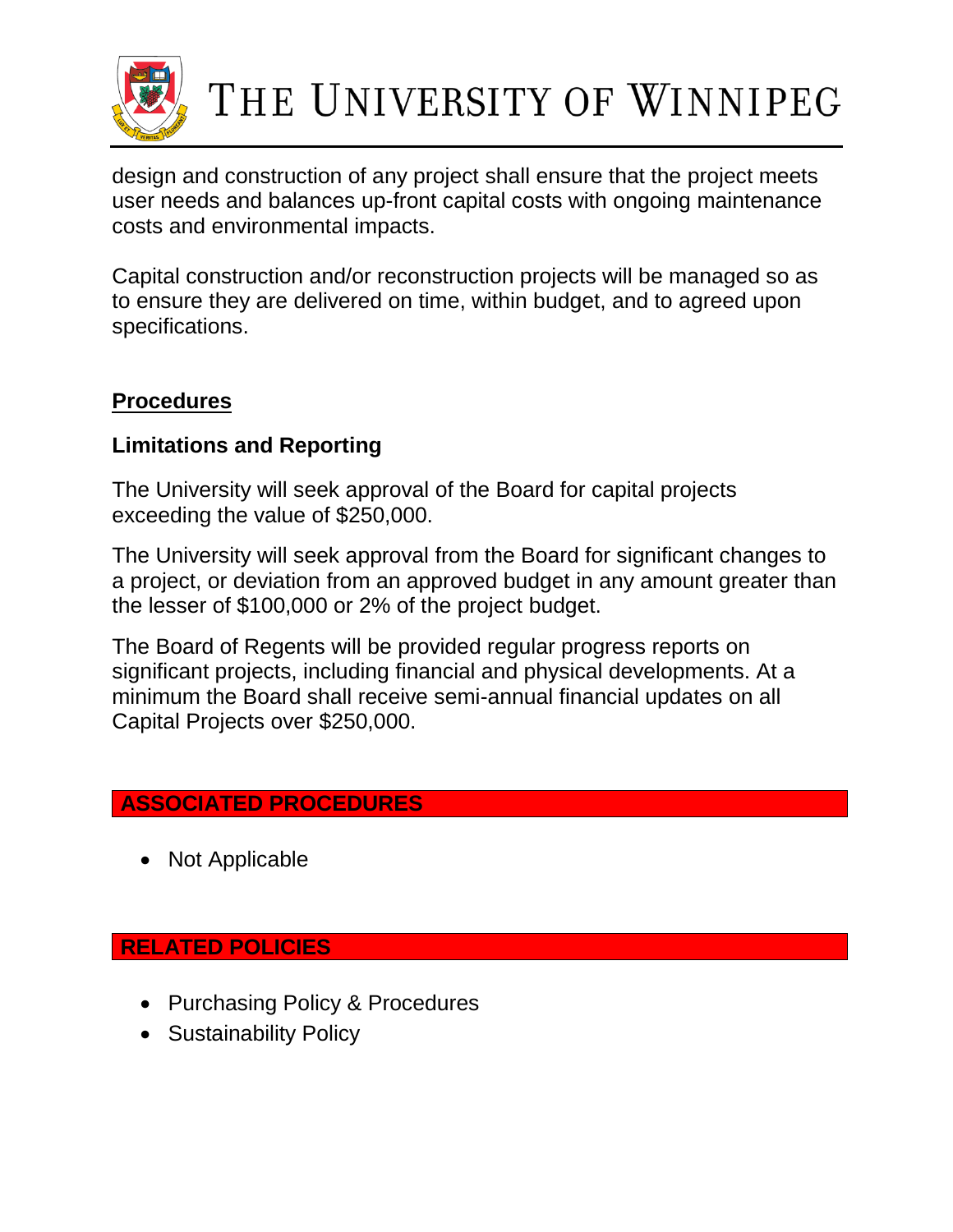design and construction of any project shall ensure that the project meets user needs and balances up-front capital costs with ongoing maintenance costs and environmental impacts.

Capital construction and/or reconstruction projects will be managed so as to ensure they are delivered on time, within budget, and to agreed upon specifications.

## Procedures

### Limitations and Reporting

The University will seek approval of the Board for capital projects exceeding the value of $250,000.

The University will seek approval from the Board for significant changes to a project, or deviation from an approved budget in any amount greater than the lesser of $100,000 or 2% of the project budget.

The Board of Regents will be provided regular progress reports on significant projects, including financial and physical developments. At a minimum the Board shall receive semi-annual financial updates on all Capital Projects over $250,000.

## ASSOCIATED PROCEDURES

- Not Applicable

## RELATED POLICIES

- Purchasing Policy & Procedures
- Sustainability Policy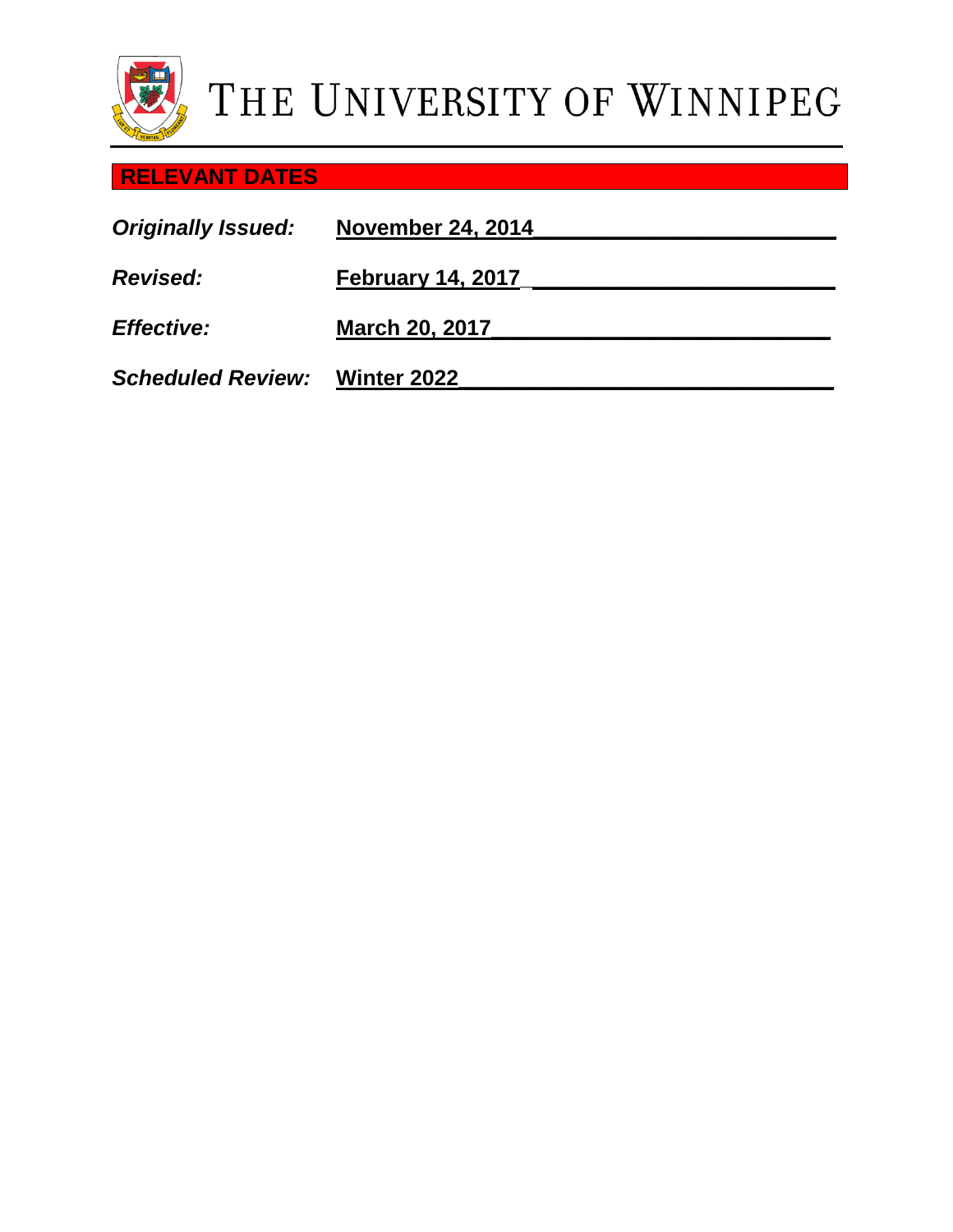## RELEVANT DATES

***Originally Issued:*** **November 24, 2014**

***Revised:*** **February 14, 2017**

***Effective:*** **March 20, 2017**

***Scheduled Review:*** **Winter 2022**